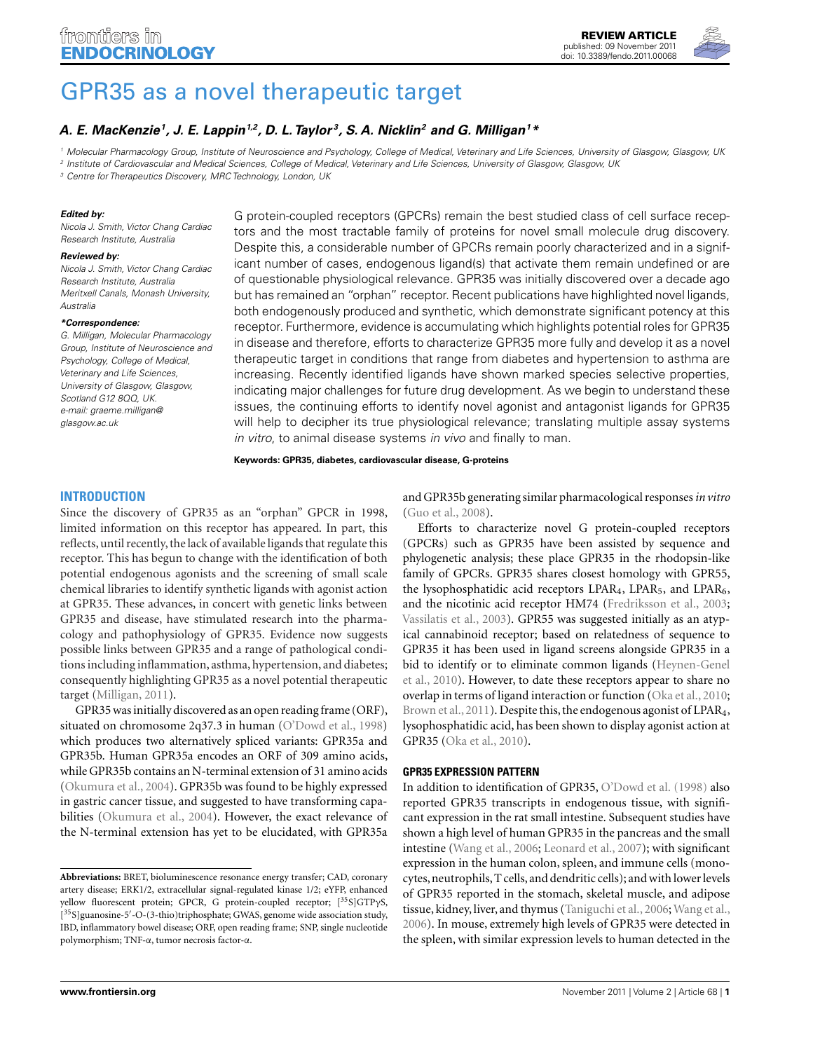# GPR35 as a novel therapeutic target

***A. E. MacKenzie[1], J. E. Lappin[1,2], D. L. Taylor[3], S. A. Nicklin[2] and G. Milligan[1]****

[1] *Molecular Pharmacology Group, Institute of Neuroscience and Psychology, College of Medical, Veterinary and Life Sciences, University of Glasgow, Glasgow, UK*
[2] *Institute of Cardiovascular and Medical Sciences, College of Medical, Veterinary and Life Sciences, University of Glasgow, Glasgow, UK*
[3] *Centre for Therapeutics Discovery, MRC Technology, London, UK*

**Edited by:**
*Nicola J. Smith, Victor Chang Cardiac Research Institute, Australia*

**Reviewed by:**
*Nicola J. Smith, Victor Chang Cardiac Research Institute, Australia*
*Meritxell Canals, Monash University, Australia*

***Correspondence:**
*G. Milligan, Molecular Pharmacology Group, Institute of Neuroscience and Psychology, College of Medical, Veterinary and Life Sciences, University of Glasgow, Glasgow, Scotland G12 8QQ, UK.*
*e-mail: graeme.milligan@glasgow.ac.uk*

G protein-coupled receptors (GPCRs) remain the best studied class of cell surface receptors and the most tractable family of proteins for novel small molecule drug discovery. Despite this, a considerable number of GPCRs remain poorly characterized and in a significant number of cases, endogenous ligand(s) that activate them remain undefined or are of questionable physiological relevance. GPR35 was initially discovered over a decade ago but has remained an "orphan" receptor. Recent publications have highlighted novel ligands, both endogenously produced and synthetic, which demonstrate significant potency at this receptor. Furthermore, evidence is accumulating which highlights potential roles for GPR35 in disease and therefore, efforts to characterize GPR35 more fully and develop it as a novel therapeutic target in conditions that range from diabetes and hypertension to asthma are increasing. Recently identified ligands have shown marked species selective properties, indicating major challenges for future drug development. As we begin to understand these issues, the continuing efforts to identify novel agonist and antagonist ligands for GPR35 will help to decipher its true physiological relevance; translating multiple assay systems *in vitro*, to animal disease systems *in vivo* and finally to man.

**Keywords: GPR35, diabetes, cardiovascular disease, G-proteins**

## INTRODUCTION

Since the discovery of GPR35 as an "orphan" GPCR in 1998, limited information on this receptor has appeared. In part, this reflects, until recently, the lack of available ligands that regulate this receptor. This has begun to change with the identification of both potential endogenous agonists and the screening of small scale chemical libraries to identify synthetic ligands with agonist action at GPR35. These advances, in concert with genetic links between GPR35 and disease, have stimulated research into the pharmacology and pathophysiology of GPR35. Evidence now suggests possible links between GPR35 and a range of pathological conditions including inflammation, asthma, hypertension, and diabetes; consequently highlighting GPR35 as a novel potential therapeutic target (Milligan, 2011).

GPR35 was initially discovered as an open reading frame (ORF), situated on chromosome 2q37.3 in human (O'Dowd et al., 1998) which produces two alternatively spliced variants: GPR35a and GPR35b. Human GPR35a encodes an ORF of 309 amino acids, while GPR35b contains an N-terminal extension of 31 amino acids (Okumura et al., 2004). GPR35b was found to be highly expressed in gastric cancer tissue, and suggested to have transforming capabilities (Okumura et al., 2004). However, the exact relevance of the N-terminal extension has yet to be elucidated, with GPR35a and GPR35b generating similar pharmacological responses *in vitro* (Guo et al., 2008).

Efforts to characterize novel G protein-coupled receptors (GPCRs) such as GPR35 have been assisted by sequence and phylogenetic analysis; these place GPR35 in the rhodopsin-like family of GPCRs. GPR35 shares closest homology with GPR55, the lysophosphatidic acid receptors $LPAR_4$, $LPAR_5$, and $LPAR_6$, and the nicotinic acid receptor HM74 (Fredriksson et al., 2003; Vassilatis et al., 2003). GPR55 was suggested initially as an atypical cannabinoid receptor; based on relatedness of sequence to GPR35 it has been used in ligand screens alongside GPR35 in a bid to identify or to eliminate common ligands (Heynen-Genel et al., 2010). However, to date these receptors appear to share no overlap in terms of ligand interaction or function (Oka et al., 2010; Brown et al., 2011). Despite this, the endogenous agonist of $LPAR_4$, lysophosphatidic acid, has been shown to display agonist action at GPR35 (Oka et al., 2010).

### GPR35 EXPRESSION PATTERN

In addition to identification of GPR35, O'Dowd et al. (1998) also reported GPR35 transcripts in endogenous tissue, with significant expression in the rat small intestine. Subsequent studies have shown a high level of human GPR35 in the pancreas and the small intestine (Wang et al., 2006; Leonard et al., 2007); with significant expression in the human colon, spleen, and immune cells (monocytes, neutrophils, T cells, and dendritic cells); and with lower levels of GPR35 reported in the stomach, skeletal muscle, and adipose tissue, kidney, liver, and thymus (Taniguchi et al., 2006; Wang et al., 2006). In mouse, extremely high levels of GPR35 were detected in the spleen, with similar expression levels to human detected in the

**Abbreviations:** BRET, bioluminescence resonance energy transfer; CAD, coronary artery disease; ERK1/2, extracellular signal-regulated kinase 1/2; eYFP, enhanced yellow fluorescent protein; GPCR, G protein-coupled receptor; [$^{35}$S]GTPγS, [$^{35}$S]guanosine-5′-O-(3-thio)triphosphate; GWAS, genome wide association study, IBD, inflammatory bowel disease; ORF, open reading frame; SNP, single nucleotide polymorphism; TNF-α, tumor necrosis factor-α.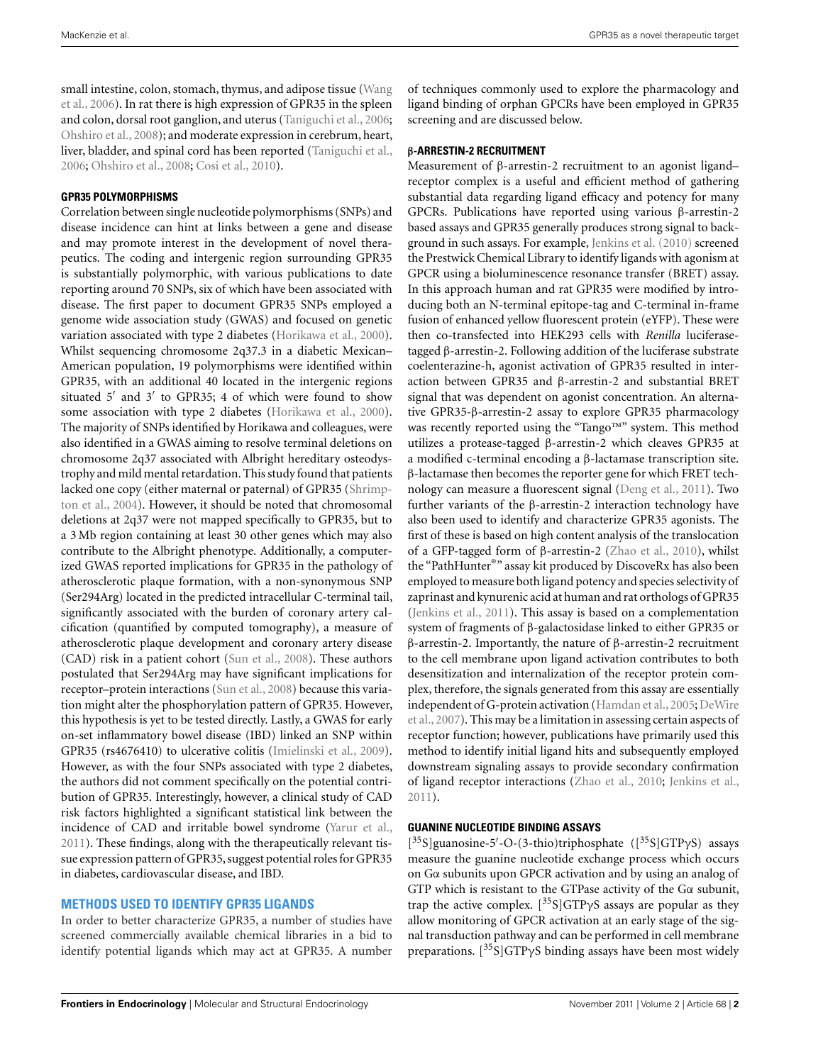small intestine, colon, stomach, thymus, and adipose tissue (Wang et al., 2006). In rat there is high expression of GPR35 in the spleen and colon, dorsal root ganglion, and uterus (Taniguchi et al., 2006; Ohshiro et al., 2008); and moderate expression in cerebrum, heart, liver, bladder, and spinal cord has been reported (Taniguchi et al., 2006; Ohshiro et al., 2008; Cosi et al., 2010).

### GPR35 POLYMORPHISMS

Correlation between single nucleotide polymorphisms (SNPs) and disease incidence can hint at links between a gene and disease and may promote interest in the development of novel therapeutics. The coding and intergenic region surrounding GPR35 is substantially polymorphic, with various publications to date reporting around 70 SNPs, six of which have been associated with disease. The first paper to document GPR35 SNPs employed a genome wide association study (GWAS) and focused on genetic variation associated with type 2 diabetes (Horikawa et al., 2000). Whilst sequencing chromosome 2q37.3 in a diabetic Mexican–American population, 19 polymorphisms were identified within GPR35, with an additional 40 located in the intergenic regions situated 5′ and 3′ to GPR35; 4 of which were found to show some association with type 2 diabetes (Horikawa et al., 2000). The majority of SNPs identified by Horikawa and colleagues, were also identified in a GWAS aiming to resolve terminal deletions on chromosome 2q37 associated with Albright hereditary osteodystrophy and mild mental retardation. This study found that patients lacked one copy (either maternal or paternal) of GPR35 (Shrimpton et al., 2004). However, it should be noted that chromosomal deletions at 2q37 were not mapped specifically to GPR35, but to a 3 Mb region containing at least 30 other genes which may also contribute to the Albright phenotype. Additionally, a computerized GWAS reported implications for GPR35 in the pathology of atherosclerotic plaque formation, with a non-synonymous SNP (Ser294Arg) located in the predicted intracellular C-terminal tail, significantly associated with the burden of coronary artery calcification (quantified by computed tomography), a measure of atherosclerotic plaque development and coronary artery disease (CAD) risk in a patient cohort (Sun et al., 2008). These authors postulated that Ser294Arg may have significant implications for receptor–protein interactions (Sun et al., 2008) because this variation might alter the phosphorylation pattern of GPR35. However, this hypothesis is yet to be tested directly. Lastly, a GWAS for early on-set inflammatory bowel disease (IBD) linked an SNP within GPR35 (rs4676410) to ulcerative colitis (Imielinski et al., 2009). However, as with the four SNPs associated with type 2 diabetes, the authors did not comment specifically on the potential contribution of GPR35. Interestingly, however, a clinical study of CAD risk factors highlighted a significant statistical link between the incidence of CAD and irritable bowel syndrome (Yarur et al., 2011). These findings, along with the therapeutically relevant tissue expression pattern of GPR35, suggest potential roles for GPR35 in diabetes, cardiovascular disease, and IBD.

## METHODS USED TO IDENTIFY GPR35 LIGANDS

In order to better characterize GPR35, a number of studies have screened commercially available chemical libraries in a bid to identify potential ligands which may act at GPR35. A number of techniques commonly used to explore the pharmacology and ligand binding of orphan GPCRs have been employed in GPR35 screening and are discussed below.

### β-ARRESTIN-2 RECRUITMENT

Measurement of β-arrestin-2 recruitment to an agonist ligand–receptor complex is a useful and efficient method of gathering substantial data regarding ligand efficacy and potency for many GPCRs. Publications have reported using various β-arrestin-2 based assays and GPR35 generally produces strong signal to background in such assays. For example, Jenkins et al. (2010) screened the Prestwick Chemical Library to identify ligands with agonism at GPCR using a bioluminescence resonance transfer (BRET) assay. In this approach human and rat GPR35 were modified by introducing both an N-terminal epitope-tag and C-terminal in-frame fusion of enhanced yellow fluorescent protein (eYFP). These were then co-transfected into HEK293 cells with *Renilla* luciferase-tagged β-arrestin-2. Following addition of the luciferase substrate coelenterazine-h, agonist activation of GPR35 resulted in interaction between GPR35 and β-arrestin-2 and substantial BRET signal that was dependent on agonist concentration. An alternative GPR35-β-arrestin-2 assay to explore GPR35 pharmacology was recently reported using the "Tango™" system. This method utilizes a protease-tagged β-arrestin-2 which cleaves GPR35 at a modified c-terminal encoding a β-lactamase transcription site. β-lactamase then becomes the reporter gene for which FRET technology can measure a fluorescent signal (Deng et al., 2011). Two further variants of the β-arrestin-2 interaction technology have also been used to identify and characterize GPR35 agonists. The first of these is based on high content analysis of the translocation of a GFP-tagged form of β-arrestin-2 (Zhao et al., 2010), whilst the "PathHunter®" assay kit produced by DiscoveRx has also been employed to measure both ligand potency and species selectivity of zaprinast and kynurenic acid at human and rat orthologs of GPR35 (Jenkins et al., 2011). This assay is based on a complementation system of fragments of β-galactosidase linked to either GPR35 or β-arrestin-2. Importantly, the nature of β-arrestin-2 recruitment to the cell membrane upon ligand activation contributes to both desensitization and internalization of the receptor protein complex, therefore, the signals generated from this assay are essentially independent of G-protein activation (Hamdan et al., 2005; DeWire et al., 2007). This may be a limitation in assessing certain aspects of receptor function; however, publications have primarily used this method to identify initial ligand hits and subsequently employed downstream signaling assays to provide secondary confirmation of ligand receptor interactions (Zhao et al., 2010; Jenkins et al., 2011).

### GUANINE NUCLEOTIDE BINDING ASSAYS

[$^{35}$S]guanosine-5′-O-(3-thio)triphosphate ([$^{35}$S]GTPγS) assays measure the guanine nucleotide exchange process which occurs on Gα subunits upon GPCR activation and by using an analog of GTP which is resistant to the GTPase activity of the Gα subunit, trap the active complex. [$^{35}$S]GTPγS assays are popular as they allow monitoring of GPCR activation at an early stage of the signal transduction pathway and can be performed in cell membrane preparations. [$^{35}$S]GTPγS binding assays have been most widely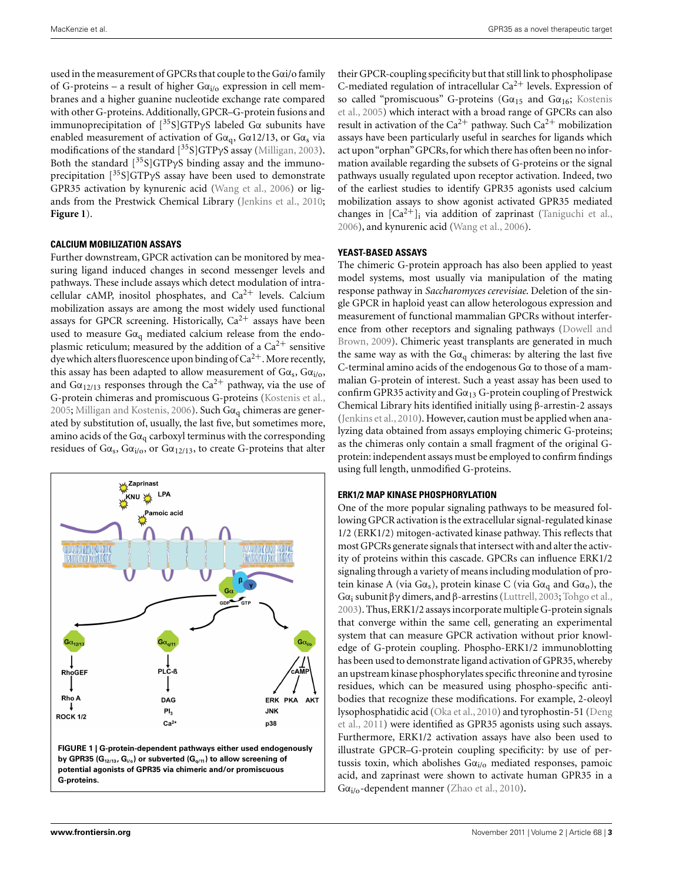used in the measurement of GPCRs that couple to the Gαi/o family of G-proteins – a result of higher $G\alpha_{i/o}$ expression in cell membranes and a higher guanine nucleotide exchange rate compared with other G-proteins. Additionally, GPCR–G-protein fusions and immunoprecipitation of $[^{35}S]GTP\gamma S$ labeled Gα subunits have enabled measurement of activation of $G\alpha_q$, Gα12/13, or $G\alpha_s$ via modifications of the standard $[^{35}S]GTP\gamma S$ assay (Milligan, 2003). Both the standard $[^{35}S]GTP\gamma S$ binding assay and the immunoprecipitation $[^{35}S]GTP\gamma S$ assay have been used to demonstrate GPR35 activation by kynurenic acid (Wang et al., 2006) or ligands from the Prestwick Chemical Library (Jenkins et al., 2010; **Figure 1**).

### CALCIUM MOBILIZATION ASSAYS

Further downstream, GPCR activation can be monitored by measuring ligand induced changes in second messenger levels and pathways. These include assays which detect modulation of intracellular cAMP, inositol phosphates, and $Ca^{2+}$ levels. Calcium mobilization assays are among the most widely used functional assays for GPCR screening. Historically, $Ca^{2+}$ assays have been used to measure $G\alpha_q$ mediated calcium release from the endoplasmic reticulum; measured by the addition of a $Ca^{2+}$ sensitive dye which alters fluorescence upon binding of $Ca^{2+}$. More recently, this assay has been adapted to allow measurement of $G\alpha_s$, $G\alpha_{i/o}$, and $G\alpha_{12/13}$ responses through the $Ca^{2+}$ pathway, via the use of G-protein chimeras and promiscuous G-proteins (Kostenis et al., 2005; Milligan and Kostenis, 2006). Such $G\alpha_q$ chimeras are generated by substitution of, usually, the last five, but sometimes more, amino acids of the $G\alpha_q$ carboxyl terminus with the corresponding residues of $G\alpha_s$, $G\alpha_{i/o}$, or $G\alpha_{12/13}$, to create G-proteins that alter their GPCR-coupling specificity but that still link to phospholipase C-mediated regulation of intracellular $Ca^{2+}$ levels. Expression of so called "promiscuous" G-proteins ($G\alpha_{15}$ and $G\alpha_{16}$; Kostenis et al., 2005) which interact with a broad range of GPCRs can also result in activation of the $Ca^{2+}$ pathway. Such $Ca^{2+}$ mobilization assays have been particularly useful in searches for ligands which act upon "orphan" GPCRs, for which there has often been no information available regarding the subsets of G-proteins or the signal pathways usually regulated upon receptor activation. Indeed, two of the earliest studies to identify GPR35 agonists used calcium mobilization assays to show agonist activated GPR35 mediated changes in $[Ca^{2+}]_i$ via addition of zaprinast (Taniguchi et al., 2006), and kynurenic acid (Wang et al., 2006).

**FIGURE 1 | G-protein-dependent pathways either used endogenously by GPR35 ($G_{12/13}$, $G_{i/o}$) or subverted ($G_{q/11}$) to allow screening of potential agonists of GPR35 via chimeric and/or promiscuous G-proteins.**

### YEAST-BASED ASSAYS

The chimeric G-protein approach has also been applied to yeast model systems, most usually via manipulation of the mating response pathway in *Saccharomyces cerevisiae*. Deletion of the single GPCR in haploid yeast can allow heterologous expression and measurement of functional mammalian GPCRs without interference from other receptors and signaling pathways (Dowell and Brown, 2009). Chimeric yeast transplants are generated in much the same way as with the $G\alpha_q$ chimeras: by altering the last five C-terminal amino acids of the endogenous Gα to those of a mammalian G-protein of interest. Such a yeast assay has been used to confirm GPR35 activity and $G\alpha_{13}$ G-protein coupling of Prestwick Chemical Library hits identified initially using β-arrestin-2 assays (Jenkins et al., 2010). However, caution must be applied when analyzing data obtained from assays employing chimeric G-proteins; as the chimeras only contain a small fragment of the original G-protein: independent assays must be employed to confirm findings using full length, unmodified G-proteins.

### ERK1/2 MAP KINASE PHOSPHORYLATION

One of the more popular signaling pathways to be measured following GPCR activation is the extracellular signal-regulated kinase 1/2 (ERK1/2) mitogen-activated kinase pathway. This reflects that most GPCRs generate signals that intersect with and alter the activity of proteins within this cascade. GPCRs can influence ERK1/2 signaling through a variety of means including modulation of protein kinase A (via $G\alpha_s$), protein kinase C (via $G\alpha_q$ and $G\alpha_o$), the $G\alpha_i$ subunit βγ dimers, and β-arrestins (Luttrell, 2003; Tohgo et al., 2003). Thus, ERK1/2 assays incorporate multiple G-protein signals that converge within the same cell, generating an experimental system that can measure GPCR activation without prior knowledge of G-protein coupling. Phospho-ERK1/2 immunoblotting has been used to demonstrate ligand activation of GPR35, whereby an upstream kinase phosphorylates specific threonine and tyrosine residues, which can be measured using phospho-specific antibodies that recognize these modifications. For example, 2-oleoyl lysophosphatidic acid (Oka et al., 2010) and tyrophostin-51 (Deng et al., 2011) were identified as GPR35 agonists using such assays. Furthermore, ERK1/2 activation assays have also been used to illustrate GPCR–G-protein coupling specificity: by use of pertussis toxin, which abolishes $G\alpha_{i/o}$ mediated responses, pamoic acid, and zaprinast were shown to activate human GPR35 in a $G\alpha_{i/o}$-dependent manner (Zhao et al., 2010).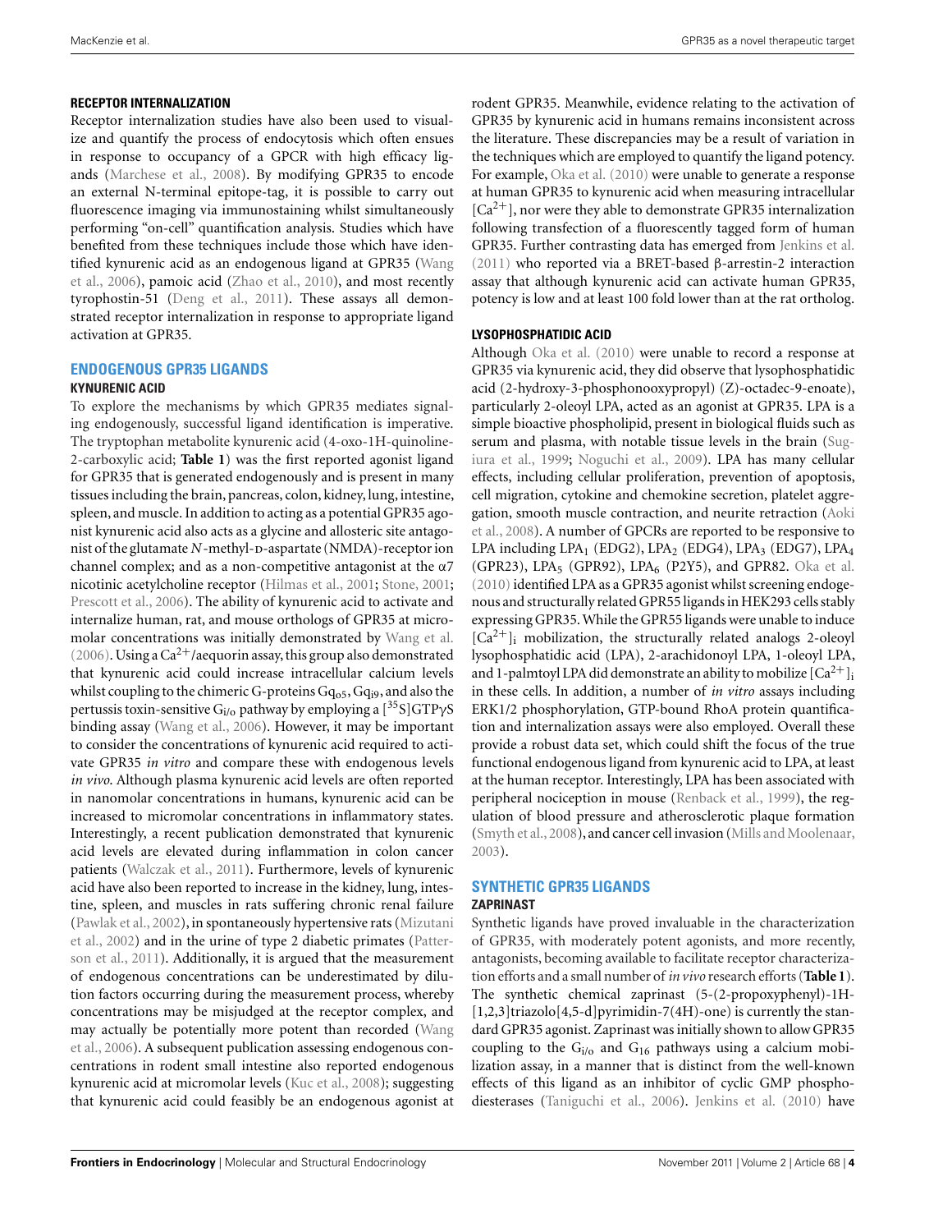#### RECEPTOR INTERNALIZATION

Receptor internalization studies have also been used to visualize and quantify the process of endocytosis which often ensues in response to occupancy of a GPCR with high efficacy ligands (Marchese et al., 2008). By modifying GPR35 to encode an external N-terminal epitope-tag, it is possible to carry out fluorescence imaging via immunostaining whilst simultaneously performing "on-cell" quantification analysis. Studies which have benefited from these techniques include those which have identified kynurenic acid as an endogenous ligand at GPR35 (Wang et al., 2006), pamoic acid (Zhao et al., 2010), and most recently tyrophostin-51 (Deng et al., 2011). These assays all demonstrated receptor internalization in response to appropriate ligand activation at GPR35.

## ENDOGENOUS GPR35 LIGANDS

#### KYNURENIC ACID

To explore the mechanisms by which GPR35 mediates signaling endogenously, successful ligand identification is imperative. The tryptophan metabolite kynurenic acid (4-oxo-1H-quinoline-2-carboxylic acid; **Table 1**) was the first reported agonist ligand for GPR35 that is generated endogenously and is present in many tissues including the brain, pancreas, colon, kidney, lung, intestine, spleen, and muscle. In addition to acting as a potential GPR35 agonist kynurenic acid also acts as a glycine and allosteric site antagonist of the glutamate *N*-methyl-D-aspartate (NMDA)-receptor ion channel complex; and as a non-competitive antagonist at the $\alpha 7$ nicotinic acetylcholine receptor (Hilmas et al., 2001; Stone, 2001; Prescott et al., 2006). The ability of kynurenic acid to activate and internalize human, rat, and mouse orthologs of GPR35 at micromolar concentrations was initially demonstrated by Wang et al. (2006). Using a $Ca^{2+}$/aequorin assay, this group also demonstrated that kynurenic acid could increase intracellular calcium levels whilst coupling to the chimeric G-proteins $Gq_{o5}$, $Gq_{i9}$, and also the pertussis toxin-sensitive $G_{i/o}$ pathway by employing a [$^{35}$S]GTP$\gamma$S binding assay (Wang et al., 2006). However, it may be important to consider the concentrations of kynurenic acid required to activate GPR35 *in vitro* and compare these with endogenous levels *in vivo*. Although plasma kynurenic acid levels are often reported in nanomolar concentrations in humans, kynurenic acid can be increased to micromolar concentrations in inflammatory states. Interestingly, a recent publication demonstrated that kynurenic acid levels are elevated during inflammation in colon cancer patients (Walczak et al., 2011). Furthermore, levels of kynurenic acid have also been reported to increase in the kidney, lung, intestine, spleen, and muscles in rats suffering chronic renal failure (Pawlak et al., 2002), in spontaneously hypertensive rats (Mizutani et al., 2002) and in the urine of type 2 diabetic primates (Patterson et al., 2011). Additionally, it is argued that the measurement of endogenous concentrations can be underestimated by dilution factors occurring during the measurement process, whereby concentrations may be misjudged at the receptor complex, and may actually be potentially more potent than recorded (Wang et al., 2006). A subsequent publication assessing endogenous concentrations in rodent small intestine also reported endogenous kynurenic acid at micromolar levels (Kuc et al., 2008); suggesting that kynurenic acid could feasibly be an endogenous agonist at rodent GPR35. Meanwhile, evidence relating to the activation of GPR35 by kynurenic acid in humans remains inconsistent across the literature. These discrepancies may be a result of variation in the techniques which are employed to quantify the ligand potency. For example, Oka et al. (2010) were unable to generate a response at human GPR35 to kynurenic acid when measuring intracellular [$Ca^{2+}$], nor were they able to demonstrate GPR35 internalization following transfection of a fluorescently tagged form of human GPR35. Further contrasting data has emerged from Jenkins et al. (2011) who reported via a BRET-based $\beta$-arrestin-2 interaction assay that although kynurenic acid can activate human GPR35, potency is low and at least 100 fold lower than at the rat ortholog.

#### LYSOPHOSPHATIDIC ACID

Although Oka et al. (2010) were unable to record a response at GPR35 via kynurenic acid, they did observe that lysophosphatidic acid (2-hydroxy-3-phosphonooxypropyl) (Z)-octadec-9-enoate), particularly 2-oleoyl LPA, acted as an agonist at GPR35. LPA is a simple bioactive phospholipid, present in biological fluids such as serum and plasma, with notable tissue levels in the brain (Sugiura et al., 1999; Noguchi et al., 2009). LPA has many cellular effects, including cellular proliferation, prevention of apoptosis, cell migration, cytokine and chemokine secretion, platelet aggregation, smooth muscle contraction, and neurite retraction (Aoki et al., 2008). A number of GPCRs are reported to be responsive to LPA including $LPA_1$ (EDG2), $LPA_2$ (EDG4), $LPA_3$ (EDG7), $LPA_4$ (GPR23), $LPA_5$ (GPR92), $LPA_6$ (P2Y5), and GPR82. Oka et al. (2010) identified LPA as a GPR35 agonist whilst screening endogenous and structurally related GPR55 ligands in HEK293 cells stably expressing GPR35. While the GPR55 ligands were unable to induce [$Ca^{2+}$]$_i$ mobilization, the structurally related analogs 2-oleoyl lysophosphatidic acid (LPA), 2-arachidonoyl LPA, 1-oleoyl LPA, and 1-palmtoyl LPA did demonstrate an ability to mobilize [$Ca^{2+}$]$_i$ in these cells. In addition, a number of *in vitro* assays including ERK1/2 phosphorylation, GTP-bound RhoA protein quantification and internalization assays were also employed. Overall these provide a robust data set, which could shift the focus of the true functional endogenous ligand from kynurenic acid to LPA, at least at the human receptor. Interestingly, LPA has been associated with peripheral nociception in mouse (Renback et al., 1999), the regulation of blood pressure and atherosclerotic plaque formation (Smyth et al., 2008), and cancer cell invasion (Mills and Moolenaar, 2003).

## SYNTHETIC GPR35 LIGANDS

#### ZAPRINAST

Synthetic ligands have proved invaluable in the characterization of GPR35, with moderately potent agonists, and more recently, antagonists, becoming available to facilitate receptor characterization efforts and a small number of *in vivo* research efforts (**Table 1**). The synthetic chemical zaprinast (5-(2-propoxyphenyl)-1H-[1,2,3]triazolo[4,5-d]pyrimidin-7(4H)-one) is currently the standard GPR35 agonist. Zaprinast was initially shown to allow GPR35 coupling to the $G_{i/o}$ and $G_{16}$ pathways using a calcium mobilization assay, in a manner that is distinct from the well-known effects of this ligand as an inhibitor of cyclic GMP phosphodiesterases (Taniguchi et al., 2006). Jenkins et al. (2010) have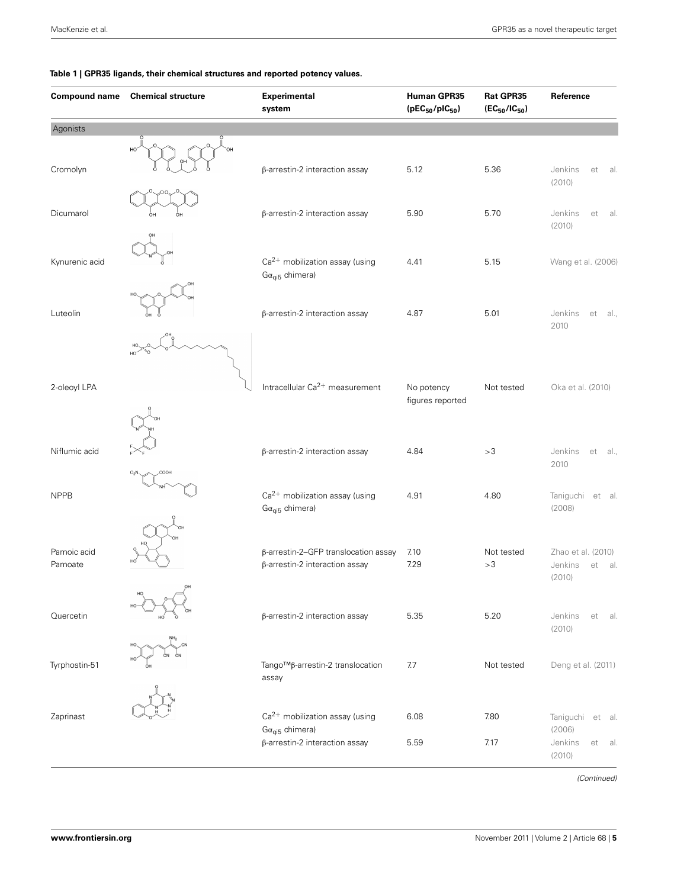**Table 1 | GPR35 ligands, their chemical structures and reported potency values.**

| Compound name | Chemical structure | Experimental system | Human GPR35 ($pEC_{50}/pIC_{50}$) | Rat GPR35 ($EC_{50}/IC_{50}$) | Reference |
|---|---|---|---|---|---|
| **Agonists** | | | | | |
| Cromolyn | | β-arrestin-2 interaction assay | 5.12 | 5.36 | Jenkins et al. (2010) |
| Dicumarol | | β-arrestin-2 interaction assay | 5.90 | 5.70 | Jenkins et al. (2010) |
| Kynurenic acid | | $Ca^{2+}$ mobilization assay (using $G\alpha_{qi5}$ chimera) | 4.41 | 5.15 | Wang et al. (2006) |
| Luteolin | | β-arrestin-2 interaction assay | 4.87 | 5.01 | Jenkins et al., 2010 |
| 2-oleoyl LPA | | Intracellular $Ca^{2+}$ measurement | No potency figures reported | Not tested | Oka et al. (2010) |
| Niflumic acid | | β-arrestin-2 interaction assay | 4.84 | >3 | Jenkins et al., 2010 |
| NPPB | | $Ca^{2+}$ mobilization assay (using $G\alpha_{qi5}$ chimera) | 4.91 | 4.80 | Taniguchi et al. (2008) |
| Pamoic acid | | β-arrestin-2–GFP translocation assay | 7.10 | Not tested | Zhao et al. (2010) |
| Pamoate | | β-arrestin-2 interaction assay | 7.29 | >3 | Jenkins et al. (2010) |
| Quercetin | | β-arrestin-2 interaction assay | 5.35 | 5.20 | Jenkins et al. (2010) |
| Tyrphostin-51 | | Tango™β-arrestin-2 translocation assay | 7.7 | Not tested | Deng et al. (2011) |
| Zaprinast | | $Ca^{2+}$ mobilization assay (using $G\alpha_{qi5}$ chimera) | 6.08 | 7.80 | Taniguchi et al. (2006) |
| | | β-arrestin-2 interaction assay | 5.59 | 7.17 | Jenkins et al. (2010) |

*(Continued)*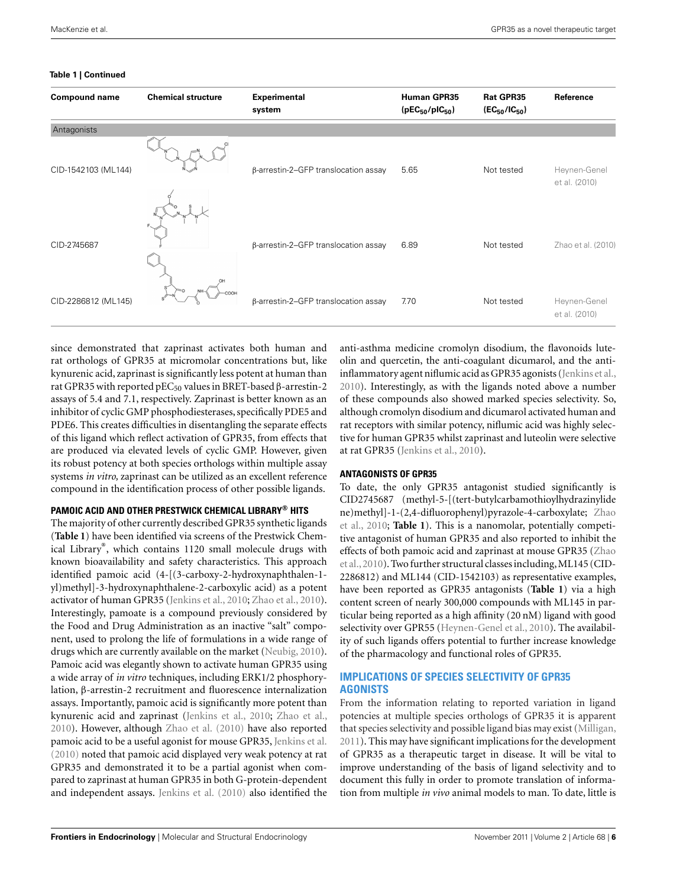**Table 1 | Continued**

| Compound name | Chemical structure | Experimental system | Human GPR35 ($pEC_{50}$/$pIC_{50}$) | Rat GPR35 ($EC_{50}$/$IC_{50}$) | Reference |
|---|---|---|---|---|---|
| Antagonists | | | | | |
| CID-1542103 (ML144) | | β-arrestin-2–GFP translocation assay | 5.65 | Not tested | Heynen-Genel et al. (2010) |
| CID-2745687 | | β-arrestin-2–GFP translocation assay | 6.89 | Not tested | Zhao et al. (2010) |
| CID-2286812 (ML145) | | β-arrestin-2–GFP translocation assay | 7.70 | Not tested | Heynen-Genel et al. (2010) |

since demonstrated that zaprinast activates both human and rat orthologs of GPR35 at micromolar concentrations but, like kynurenic acid, zaprinast is significantly less potent at human than rat GPR35 with reported $pEC_{50}$ values in BRET-based β-arrestin-2 assays of 5.4 and 7.1, respectively. Zaprinast is better known as an inhibitor of cyclic GMP phosphodiesterases, specifically PDE5 and PDE6. This creates difficulties in disentangling the separate effects of this ligand which reflect activation of GPR35, from effects that are produced via elevated levels of cyclic GMP. However, given its robust potency at both species orthologs within multiple assay systems *in vitro,* zaprinast can be utilized as an excellent reference compound in the identification process of other possible ligands.

### PAMOIC ACID AND OTHER PRESTWICK CHEMICAL LIBRARY® HITS

The majority of other currently described GPR35 synthetic ligands (**Table 1**) have been identified via screens of the Prestwick Chemical Library®, which contains 1120 small molecule drugs with known bioavailability and safety characteristics. This approach identified pamoic acid (4-[(3-carboxy-2-hydroxynaphthalen-1-yl)methyl]-3-hydroxynaphthalene-2-carboxylic acid) as a potent activator of human GPR35 (Jenkins et al., 2010; Zhao et al., 2010). Interestingly, pamoate is a compound previously considered by the Food and Drug Administration as an inactive "salt" component, used to prolong the life of formulations in a wide range of drugs which are currently available on the market (Neubig, 2010). Pamoic acid was elegantly shown to activate human GPR35 using a wide array of *in vitro* techniques, including ERK1/2 phosphorylation, β-arrestin-2 recruitment and fluorescence internalization assays. Importantly, pamoic acid is significantly more potent than kynurenic acid and zaprinast (Jenkins et al., 2010; Zhao et al., 2010). However, although Zhao et al. (2010) have also reported pamoic acid to be a useful agonist for mouse GPR35, Jenkins et al. (2010) noted that pamoic acid displayed very weak potency at rat GPR35 and demonstrated it to be a partial agonist when compared to zaprinast at human GPR35 in both G-protein-dependent and independent assays. Jenkins et al. (2010) also identified the anti-asthma medicine cromolyn disodium, the flavonoids luteolin and quercetin, the anti-coagulant dicumarol, and the anti-inflammatory agent niflumic acid as GPR35 agonists (Jenkins et al., 2010). Interestingly, as with the ligands noted above a number of these compounds also showed marked species selectivity. So, although cromolyn disodium and dicumarol activated human and rat receptors with similar potency, niflumic acid was highly selective for human GPR35 whilst zaprinast and luteolin were selective at rat GPR35 (Jenkins et al., 2010).

### ANTAGONISTS OF GPR35

To date, the only GPR35 antagonist studied significantly is CID2745687 (methyl-5-[(tert-butylcarbamothioylhydrazinylidene)methyl]-1-(2,4-difluorophenyl)pyrazole-4-carboxylate; Zhao et al., 2010; **Table 1**). This is a nanomolar, potentially competitive antagonist of human GPR35 and also reported to inhibit the effects of both pamoic acid and zaprinast at mouse GPR35 (Zhao et al., 2010). Two further structural classes including, ML145 (CID-2286812) and ML144 (CID-1542103) as representative examples, have been reported as GPR35 antagonists (**Table 1**) via a high content screen of nearly 300,000 compounds with ML145 in particular being reported as a high affinity (20 nM) ligand with good selectivity over GPR55 (Heynen-Genel et al., 2010). The availability of such ligands offers potential to further increase knowledge of the pharmacology and functional roles of GPR35.

## IMPLICATIONS OF SPECIES SELECTIVITY OF GPR35 AGONISTS

From the information relating to reported variation in ligand potencies at multiple species orthologs of GPR35 it is apparent that species selectivity and possible ligand bias may exist (Milligan, 2011). This may have significant implications for the development of GPR35 as a therapeutic target in disease. It will be vital to improve understanding of the basis of ligand selectivity and to document this fully in order to promote translation of information from multiple *in vivo* animal models to man. To date, little is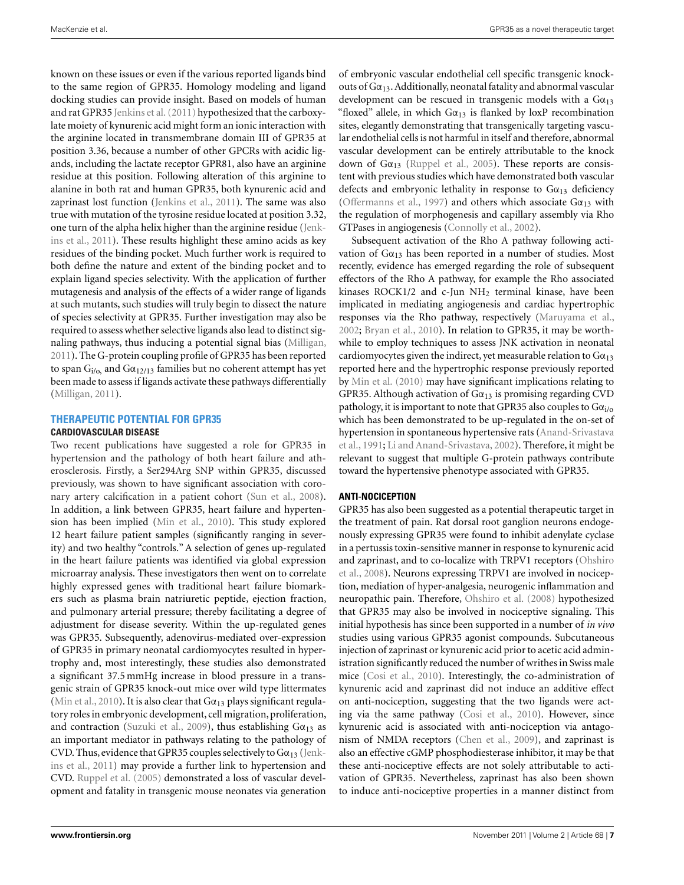known on these issues or even if the various reported ligands bind to the same region of GPR35. Homology modeling and ligand docking studies can provide insight. Based on models of human and rat GPR35 Jenkins et al. (2011) hypothesized that the carboxylate moiety of kynurenic acid might form an ionic interaction with the arginine located in transmembrane domain III of GPR35 at position 3.36, because a number of other GPCRs with acidic ligands, including the lactate receptor GPR81, also have an arginine residue at this position. Following alteration of this arginine to alanine in both rat and human GPR35, both kynurenic acid and zaprinast lost function (Jenkins et al., 2011). The same was also true with mutation of the tyrosine residue located at position 3.32, one turn of the alpha helix higher than the arginine residue (Jenkins et al., 2011). These results highlight these amino acids as key residues of the binding pocket. Much further work is required to both define the nature and extent of the binding pocket and to explain ligand species selectivity. With the application of further mutagenesis and analysis of the effects of a wider range of ligands at such mutants, such studies will truly begin to dissect the nature of species selectivity at GPR35. Further investigation may also be required to assess whether selective ligands also lead to distinct signaling pathways, thus inducing a potential signal bias (Milligan, 2011). The G-protein coupling profile of GPR35 has been reported to span $G_{i/o}$ and $G\alpha_{12/13}$ families but no coherent attempt has yet been made to assess if ligands activate these pathways differentially (Milligan, 2011).

## THERAPEUTIC POTENTIAL FOR GPR35

### CARDIOVASCULAR DISEASE

Two recent publications have suggested a role for GPR35 in hypertension and the pathology of both heart failure and atherosclerosis. Firstly, a Ser294Arg SNP within GPR35, discussed previously, was shown to have significant association with coronary artery calcification in a patient cohort (Sun et al., 2008). In addition, a link between GPR35, heart failure and hypertension has been implied (Min et al., 2010). This study explored 12 heart failure patient samples (significantly ranging in severity) and two healthy "controls." A selection of genes up-regulated in the heart failure patients was identified via global expression microarray analysis. These investigators then went on to correlate highly expressed genes with traditional heart failure biomarkers such as plasma brain natriuretic peptide, ejection fraction, and pulmonary arterial pressure; thereby facilitating a degree of adjustment for disease severity. Within the up-regulated genes was GPR35. Subsequently, adenovirus-mediated over-expression of GPR35 in primary neonatal cardiomyocytes resulted in hypertrophy and, most interestingly, these studies also demonstrated a significant 37.5 mmHg increase in blood pressure in a transgenic strain of GPR35 knock-out mice over wild type littermates (Min et al., 2010). It is also clear that $G\alpha_{13}$ plays significant regulatory roles in embryonic development, cell migration, proliferation, and contraction (Suzuki et al., 2009), thus establishing $G\alpha_{13}$ as an important mediator in pathways relating to the pathology of CVD. Thus, evidence that GPR35 couples selectively to $G\alpha_{13}$ (Jenkins et al., 2011) may provide a further link to hypertension and CVD. Ruppel et al. (2005) demonstrated a loss of vascular development and fatality in transgenic mouse neonates via generation of embryonic vascular endothelial cell specific transgenic knockouts of $G\alpha_{13}$. Additionally, neonatal fatality and abnormal vascular development can be rescued in transgenic models with a $G\alpha_{13}$ "floxed" allele, in which $G\alpha_{13}$ is flanked by loxP recombination sites, elegantly demonstrating that transgenically targeting vascular endothelial cells is not harmful in itself and therefore, abnormal vascular development can be entirely attributable to the knock down of $G\alpha_{13}$ (Ruppel et al., 2005). These reports are consistent with previous studies which have demonstrated both vascular defects and embryonic lethality in response to $G\alpha_{13}$ deficiency (Offermanns et al., 1997) and others which associate $G\alpha_{13}$ with the regulation of morphogenesis and capillary assembly via Rho GTPases in angiogenesis (Connolly et al., 2002).

Subsequent activation of the Rho A pathway following activation of $G\alpha_{13}$ has been reported in a number of studies. Most recently, evidence has emerged regarding the role of subsequent effectors of the Rho A pathway, for example the Rho associated kinases ROCK1/2 and c-Jun $NH_2$ terminal kinase, have been implicated in mediating angiogenesis and cardiac hypertrophic responses via the Rho pathway, respectively (Maruyama et al., 2002; Bryan et al., 2010). In relation to GPR35, it may be worthwhile to employ techniques to assess JNK activation in neonatal cardiomyocytes given the indirect, yet measurable relation to $G\alpha_{13}$ reported here and the hypertrophic response previously reported by Min et al. (2010) may have significant implications relating to GPR35. Although activation of $G\alpha_{13}$ is promising regarding CVD pathology, it is important to note that GPR35 also couples to $G\alpha_{i/o}$ which has been demonstrated to be up-regulated in the on-set of hypertension in spontaneous hypertensive rats (Anand-Srivastava et al., 1991; Li and Anand-Srivastava, 2002). Therefore, it might be relevant to suggest that multiple G-protein pathways contribute toward the hypertensive phenotype associated with GPR35.

### ANTI-NOCICEPTION

GPR35 has also been suggested as a potential therapeutic target in the treatment of pain. Rat dorsal root ganglion neurons endogenously expressing GPR35 were found to inhibit adenylate cyclase in a pertussis toxin-sensitive manner in response to kynurenic acid and zaprinast, and to co-localize with TRPV1 receptors (Ohshiro et al., 2008). Neurons expressing TRPV1 are involved in nociception, mediation of hyper-analgesia, neurogenic inflammation and neuropathic pain. Therefore, Ohshiro et al. (2008) hypothesized that GPR35 may also be involved in nociceptive signaling. This initial hypothesis has since been supported in a number of *in vivo* studies using various GPR35 agonist compounds. Subcutaneous injection of zaprinast or kynurenic acid prior to acetic acid administration significantly reduced the number of writhes in Swiss male mice (Cosi et al., 2010). Interestingly, the co-administration of kynurenic acid and zaprinast did not induce an additive effect on anti-nociception, suggesting that the two ligands were acting via the same pathway (Cosi et al., 2010). However, since kynurenic acid is associated with anti-nociception via antagonism of NMDA receptors (Chen et al., 2009), and zaprinast is also an effective cGMP phosphodiesterase inhibitor, it may be that these anti-nociceptive effects are not solely attributable to activation of GPR35. Nevertheless, zaprinast has also been shown to induce anti-nociceptive properties in a manner distinct from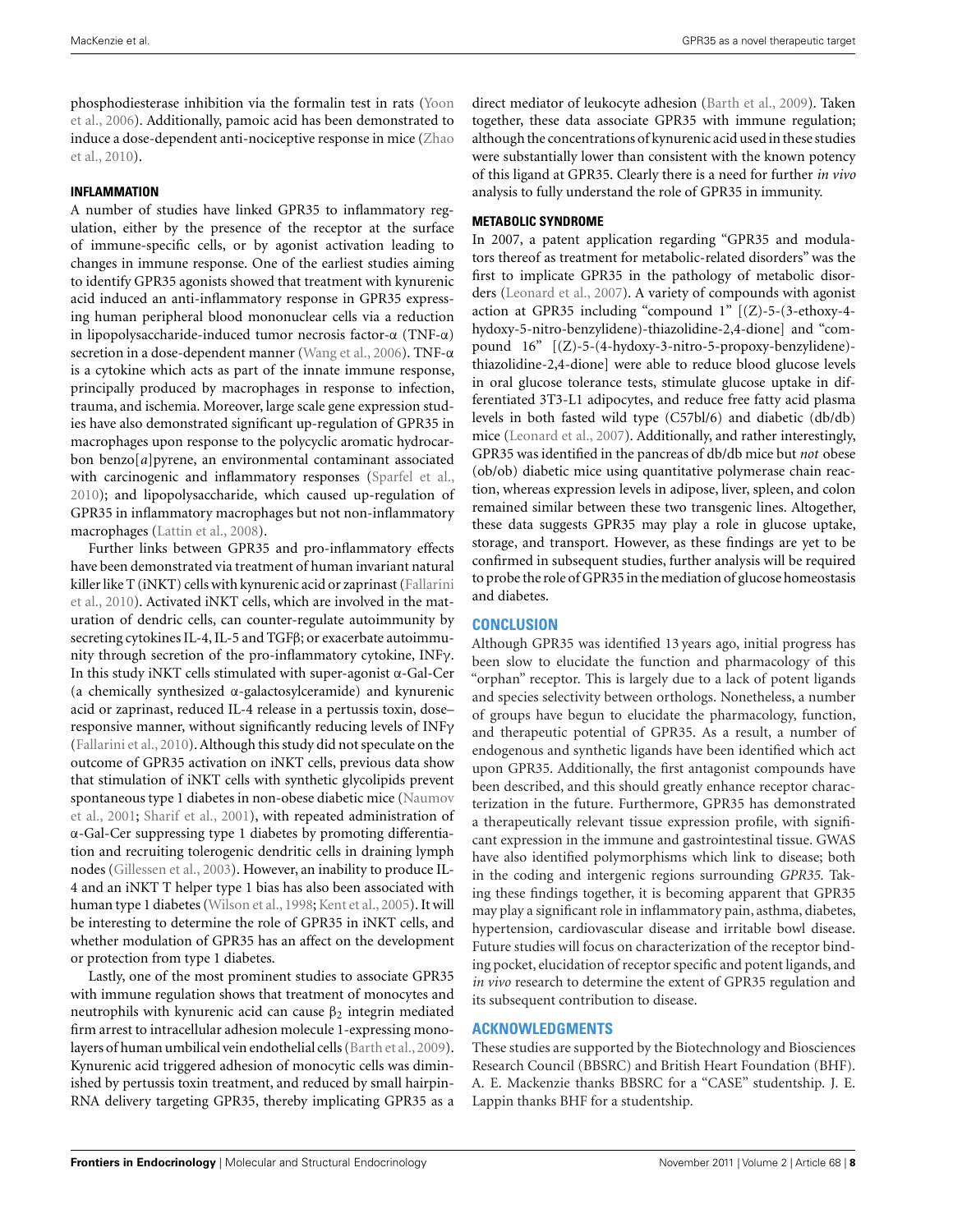phosphodiesterase inhibition via the formalin test in rats (Yoon et al., 2006). Additionally, pamoic acid has been demonstrated to induce a dose-dependent anti-nociceptive response in mice (Zhao et al., 2010).

### INFLAMMATION

A number of studies have linked GPR35 to inflammatory regulation, either by the presence of the receptor at the surface of immune-specific cells, or by agonist activation leading to changes in immune response. One of the earliest studies aiming to identify GPR35 agonists showed that treatment with kynurenic acid induced an anti-inflammatory response in GPR35 expressing human peripheral blood mononuclear cells via a reduction in lipopolysaccharide-induced tumor necrosis factor-α (TNF-α) secretion in a dose-dependent manner (Wang et al., 2006). TNF-α is a cytokine which acts as part of the innate immune response, principally produced by macrophages in response to infection, trauma, and ischemia. Moreover, large scale gene expression studies have also demonstrated significant up-regulation of GPR35 in macrophages upon response to the polycyclic aromatic hydrocarbon benzo[*a*]pyrene, an environmental contaminant associated with carcinogenic and inflammatory responses (Sparfel et al., 2010); and lipopolysaccharide, which caused up-regulation of GPR35 in inflammatory macrophages but not non-inflammatory macrophages (Lattin et al., 2008).

Further links between GPR35 and pro-inflammatory effects have been demonstrated via treatment of human invariant natural killer like T (iNKT) cells with kynurenic acid or zaprinast (Fallarini et al., 2010). Activated iNKT cells, which are involved in the maturation of dendric cells, can counter-regulate autoimmunity by secreting cytokines IL-4, IL-5 and TGFβ; or exacerbate autoimmunity through secretion of the pro-inflammatory cytokine, INFγ. In this study iNKT cells stimulated with super-agonist α-Gal-Cer (a chemically synthesized α-galactosylceramide) and kynurenic acid or zaprinast, reduced IL-4 release in a pertussis toxin, dose–responsive manner, without significantly reducing levels of INFγ (Fallarini et al., 2010). Although this study did not speculate on the outcome of GPR35 activation on iNKT cells, previous data show that stimulation of iNKT cells with synthetic glycolipids prevent spontaneous type 1 diabetes in non-obese diabetic mice (Naumov et al., 2001; Sharif et al., 2001), with repeated administration of α-Gal-Cer suppressing type 1 diabetes by promoting differentiation and recruiting tolerogenic dendritic cells in draining lymph nodes (Gillessen et al., 2003). However, an inability to produce IL-4 and an iNKT T helper type 1 bias has also been associated with human type 1 diabetes (Wilson et al., 1998; Kent et al., 2005). It will be interesting to determine the role of GPR35 in iNKT cells, and whether modulation of GPR35 has an affect on the development or protection from type 1 diabetes.

Lastly, one of the most prominent studies to associate GPR35 with immune regulation shows that treatment of monocytes and neutrophils with kynurenic acid can cause $\beta_2$ integrin mediated firm arrest to intracellular adhesion molecule 1-expressing monolayers of human umbilical vein endothelial cells (Barth et al., 2009). Kynurenic acid triggered adhesion of monocytic cells was diminished by pertussis toxin treatment, and reduced by small hairpin-RNA delivery targeting GPR35, thereby implicating GPR35 as a direct mediator of leukocyte adhesion (Barth et al., 2009). Taken together, these data associate GPR35 with immune regulation; although the concentrations of kynurenic acid used in these studies were substantially lower than consistent with the known potency of this ligand at GPR35. Clearly there is a need for further *in vivo* analysis to fully understand the role of GPR35 in immunity.

### METABOLIC SYNDROME

In 2007, a patent application regarding "GPR35 and modulators thereof as treatment for metabolic-related disorders" was the first to implicate GPR35 in the pathology of metabolic disorders (Leonard et al., 2007). A variety of compounds with agonist action at GPR35 including "compound 1" [(Z)-5-(3-ethoxy-4-hydoxy-5-nitro-benzylidene)-thiazolidine-2,4-dione] and "compound 16" [(Z)-5-(4-hydroxy-3-nitro-5-propoxy-benzylidene)-thiazolidine-2,4-dione] were able to reduce blood glucose levels in oral glucose tolerance tests, stimulate glucose uptake in differentiated 3T3-L1 adipocytes, and reduce free fatty acid plasma levels in both fasted wild type (C57bl/6) and diabetic (db/db) mice (Leonard et al., 2007). Additionally, and rather interestingly, GPR35 was identified in the pancreas of db/db mice but *not* obese (ob/ob) diabetic mice using quantitative polymerase chain reaction, whereas expression levels in adipose, liver, spleen, and colon remained similar between these two transgenic lines. Altogether, these data suggests GPR35 may play a role in glucose uptake, storage, and transport. However, as these findings are yet to be confirmed in subsequent studies, further analysis will be required to probe the role of GPR35 in the mediation of glucose homeostasis and diabetes.

## CONCLUSION

Although GPR35 was identified 13 years ago, initial progress has been slow to elucidate the function and pharmacology of this "orphan" receptor. This is largely due to a lack of potent ligands and species selectivity between orthologs. Nonetheless, a number of groups have begun to elucidate the pharmacology, function, and therapeutic potential of GPR35. As a result, a number of endogenous and synthetic ligands have been identified which act upon GPR35. Additionally, the first antagonist compounds have been described, and this should greatly enhance receptor characterization in the future. Furthermore, GPR35 has demonstrated a therapeutically relevant tissue expression profile, with significant expression in the immune and gastrointestinal tissue. GWAS have also identified polymorphisms which link to disease; both in the coding and intergenic regions surrounding *GPR35*. Taking these findings together, it is becoming apparent that GPR35 may play a significant role in inflammatory pain, asthma, diabetes, hypertension, cardiovascular disease and irritable bowl disease. Future studies will focus on characterization of the receptor binding pocket, elucidation of receptor specific and potent ligands, and *in vivo* research to determine the extent of GPR35 regulation and its subsequent contribution to disease.

## ACKNOWLEDGMENTS

These studies are supported by the Biotechnology and Biosciences Research Council (BBSRC) and British Heart Foundation (BHF). A. E. Mackenzie thanks BBSRC for a "CASE" studentship. J. E. Lappin thanks BHF for a studentship.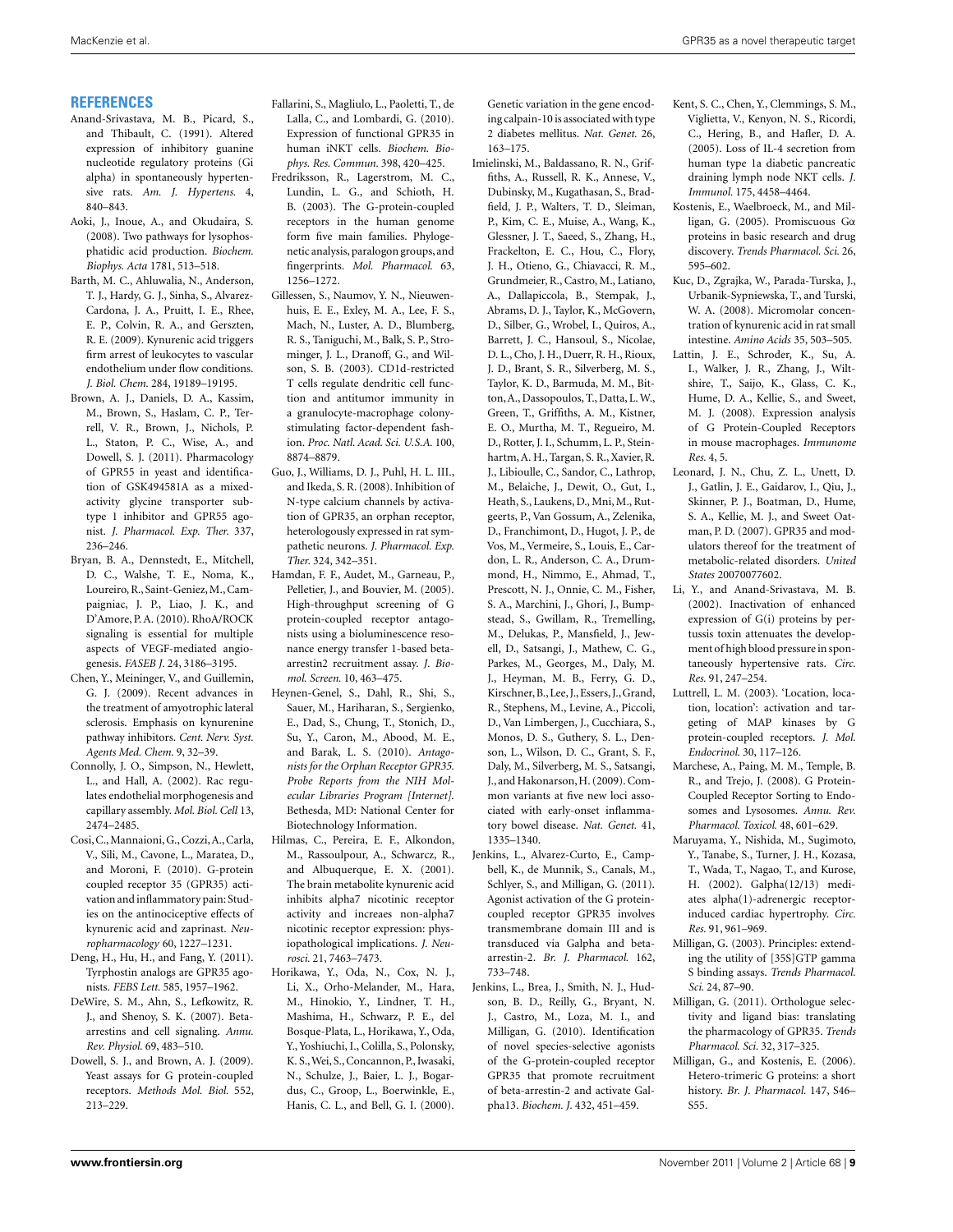## REFERENCES

Anand-Srivastava, M. B., Picard, S., and Thibault, C. (1991). Altered expression of inhibitory guanine nucleotide regulatory proteins (Gi alpha) in spontaneously hypertensive rats. *Am. J. Hypertens.* 4, 840–843.

Aoki, J., Inoue, A., and Okudaira, S. (2008). Two pathways for lysophosphatidic acid production. *Biochem. Biophys. Acta* 1781, 513–518.

Barth, M. C., Ahluwalia, N., Anderson, T. J., Hardy, G. J., Sinha, S., Alvarez-Cardona, J. A., Pruitt, I. E., Rhee, E. P., Colvin, R. A., and Gerszten, R. E. (2009). Kynurenic acid triggers firm arrest of leukocytes to vascular endothelium under flow conditions. *J. Biol. Chem.* 284, 19189–19195.

Brown, A. J., Daniels, D. A., Kassim, M., Brown, S., Haslam, C. P., Terrell, V. R., Brown, J., Nichols, P. L., Staton, P. C., Wise, A., and Dowell, S. J. (2011). Pharmacology of GPR55 in yeast and identification of GSK494581A as a mixed-activity glycine transporter subtype 1 inhibitor and GPR55 agonist. *J. Pharmacol. Exp. Ther.* 337, 236–246.

Bryan, B. A., Dennstedt, E., Mitchell, D. C., Walshe, T. E., Noma, K., Loureiro, R., Saint-Geniez, M., Campaigniac, J. P., Liao, J. K., and D'Amore, P. A. (2010). RhoA/ROCK signaling is essential for multiple aspects of VEGF-mediated angiogenesis. *FASEB J.* 24, 3186–3195.

Chen, Y., Meininger, V., and Guillemin, G. J. (2009). Recent advances in the treatment of amyotrophic lateral sclerosis. Emphasis on kynurenine pathway inhibitors. *Cent. Nerv. Syst. Agents Med. Chem.* 9, 32–39.

Connolly, J. O., Simpson, N., Hewlett, L., and Hall, A. (2002). Rac regulates endothelial morphogenesis and capillary assembly. *Mol. Biol. Cell* 13, 2474–2485.

Cosi, C., Mannaioni, G., Cozzi, A., Carla, V., Sili, M., Cavone, L., Maratea, D., and Moroni, F. (2010). G-protein coupled receptor 35 (GPR35) activation and inflammatory pain: Studies on the antinociceptive effects of kynurenic acid and zaprinast. *Neuropharmacology* 60, 1227–1231.

Deng, H., Hu, H., and Fang, Y. (2011). Tyrphostin analogs are GPR35 agonists. *FEBS Lett.* 585, 1957–1962.

DeWire, S. M., Ahn, S., Lefkowitz, R. J., and Shenoy, S. K. (2007). Beta-arrestins and cell signaling. *Annu. Rev. Physiol.* 69, 483–510.

Dowell, S. J., and Brown, A. J. (2009). Yeast assays for G protein-coupled receptors. *Methods Mol. Biol.* 552, 213–229.

Fallarini, S., Magliulo, L., Paoletti, T., de Lalla, C., and Lombardi, G. (2010). Expression of functional GPR35 in human iNKT cells. *Biochem. Biophys. Res. Commun.* 398, 420–425.

Fredriksson, R., Lagerstrom, M. C., Lundin, L. G., and Schioth, H. B. (2003). The G-protein-coupled receptors in the human genome form five main families. Phylogenetic analysis, paralogon groups, and fingerprints. *Mol. Pharmacol.* 63, 1256–1272.

Gillessen, S., Naumov, Y. N., Nieuwenhuis, E. E., Exley, M. A., Lee, F. S., Mach, N., Luster, A. D., Blumberg, R. S., Taniguchi, M., Balk, S. P., Strominger, J. L., Dranoff, G., and Wilson, S. B. (2003). CD1d-restricted T cells regulate dendritic cell function and antitumor immunity in a granulocyte-macrophage colony-stimulating factor-dependent fashion. *Proc. Natl. Acad. Sci. U.S.A.* 100, 8874–8879.

Guo, J., Williams, D. J., Puhl, H. L. III., and Ikeda, S. R. (2008). Inhibition of N-type calcium channels by activation of GPR35, an orphan receptor, heterologously expressed in rat sympathetic neurons. *J. Pharmacol. Exp. Ther.* 324, 342–351.

Hamdan, F. F., Audet, M., Garneau, P., Pelletier, J., and Bouvier, M. (2005). High-throughput screening of G protein-coupled receptor antagonists using a bioluminescence resonance energy transfer 1-based beta-arrestin2 recruitment assay. *J. Biomol. Screen.* 10, 463–475.

Heynen-Genel, S., Dahl, R., Shi, S., Sauer, M., Hariharan, S., Sergienko, E., Dad, S., Chung, T., Stonich, D., Su, Y., Caron, M., Abood, M. E., and Barak, L. S. (2010). *Antagonists for the Orphan Receptor GPR35. Probe Reports from the NIH Molecular Libraries Program [Internet].* Bethesda, MD: National Center for Biotechnology Information.

Hilmas, C., Pereira, E. F., Alkondon, M., Rassoulpour, A., Schwarcz, R., and Albuquerque, E. X. (2001). The brain metabolite kynurenic acid inhibits alpha7 nicotinic receptor activity and increaes non-alpha7 nicotinic receptor expression: physiopathological implications. *J. Neurosci.* 21, 7463–7473.

Horikawa, Y., Oda, N., Cox, N. J., Li, X., Orho-Melander, M., Hara, M., Hinokio, Y., Lindner, T. H., Mashima, H., Schwarz, P. E., del Bosque-Plata, L., Horikawa, Y., Oda, Y., Yoshiuchi, I., Colilla, S., Polonsky, K. S., Wei, S., Concannon, P., Iwasaki, N., Schulze, J., Baier, L. J., Bogardus, C., Groop, L., Boerwinkle, E., Hanis, C. L., and Bell, G. I. (2000). Genetic variation in the gene encoding calpain-10 is associated with type 2 diabetes mellitus. *Nat. Genet.* 26, 163–175.

Imielinski, M., Baldassano, R. N., Griffiths, A., Russell, R. K., Annese, V., Dubinsky, M., Kugathasan, S., Bradfield, J. P., Walters, T. D., Sleiman, P., Kim, C. E., Muise, A., Wang, K., Glessner, J. T., Saeed, S., Zhang, H., Frackelton, E. C., Hou, C., Flory, J. H., Otieno, G., Chiavacci, R. M., Grundmeier, R., Castro, M., Latiano, A., Dallapiccola, B., Stempak, J., Abrams, D. J., Taylor, K., McGovern, D., Silber, G., Wrobel, I., Quiros, A., Barrett, J. C., Hansoul, S., Nicolae, D. L., Cho, J. H., Duerr, R. H., Rioux, J. D., Brant, S. R., Silverberg, M. S., Taylor, K. D., Barmuda, M. M., Bitton, A., Dassopoulos, T., Datta, L. W., Green, T., Griffiths, A. M., Kistner, E. O., Murtha, M. T., Regueiro, M. D., Rotter, J. I., Schumm, L. P., Steinhartm, A. H., Targan, S. R., Xavier, R. J., Libioulle, C., Sandor, C., Lathrop, M., Belaiche, J., Dewit, O., Gut, I., Heath, S., Laukens, D., Mni, M., Rutgeerts, P., Van Gossum, A., Zelenika, D., Franchimont, D., Hugot, J. P., de Vos, M., Vermeire, S., Louis, E., Cardon, L. R., Anderson, C. A., Drummond, H., Nimmo, E., Ahmad, T., Prescott, N. J., Onnie, C. M., Fisher, S. A., Marchini, J., Ghori, J., Bumpstead, S., Gwillam, R., Tremelling, M., Delukas, P., Mansfield, J., Jewell, D., Satsangi, J., Mathew, C. G., Parkes, M., Georges, M., Daly, M. J., Heyman, M. B., Ferry, G. D., Kirschner, B., Lee, J., Essers, J., Grand, R., Stephens, M., Levine, A., Piccoli, D., Van Limbergen, J., Cucchiara, S., Monos, D. S., Guthery, S. L., Denson, L., Wilson, D. C., Grant, S. F., Daly, M., Silverberg, M. S., Satsangi, J., and Hakonarson, H. (2009). Common variants at five new loci associated with early-onset inflammatory bowel disease. *Nat. Genet.* 41, 1335–1340.

Jenkins, L., Alvarez-Curto, E., Campbell, K., de Munnik, S., Canals, M., Schlyer, S., and Milligan, G. (2011). Agonist activation of the G protein-coupled receptor GPR35 involves transmembrane domain III and is transduced via Galpha and beta-arrestin-2. *Br. J. Pharmacol.* 162, 733–748.

Jenkins, L., Brea, J., Smith, N. J., Hudson, B. D., Reilly, G., Bryant, N. J., Castro, M., Loza, M. I., and Milligan, G. (2010). Identification of novel species-selective agonists of the G-protein-coupled receptor GPR35 that promote recruitment of beta-arrestin-2 and activate Galpha13. *Biochem. J.* 432, 451–459.

Kent, S. C., Chen, Y., Clemmings, S. M., Viglietta, V., Kenyon, N. S., Ricordi, C., Hering, B., and Hafler, D. A. (2005). Loss of IL-4 secretion from human type 1a diabetic pancreatic draining lymph node NKT cells. *J. Immunol.* 175, 4458–4464.

Kostenis, E., Waelbroeck, M., and Milligan, G. (2005). Promiscuous Gα proteins in basic research and drug discovery. *Trends Pharmacol. Sci.* 26, 595–602.

Kuc, D., Zgrajka, W., Parada-Turska, J., Urbanik-Sypniewska, T., and Turski, W. A. (2008). Micromolar concentration of kynurenic acid in rat small intestine. *Amino Acids* 35, 503–505.

Lattin, J. E., Schroder, K., Su, A. I., Walker, J. R., Zhang, J., Wiltshire, T., Saijo, K., Glass, C. K., Hume, D. A., Kellie, S., and Sweet, M. J. (2008). Expression analysis of G Protein-Coupled Receptors in mouse macrophages. *Immunome Res.* 4, 5.

Leonard, J. N., Chu, Z. L., Unett, D. J., Gatlin, J. E., Gaidarov, I., Qiu, J., Skinner, P. J., Boatman, D., Hume, S. A., Kellie, M. J., and Sweet Oatman, P. D. (2007). GPR35 and modulators thereof for the treatment of metabolic-related disorders. *United States* 20070077602.

Li, Y., and Anand-Srivastava, M. B. (2002). Inactivation of enhanced expression of G(i) proteins by pertussis toxin attenuates the development of high blood pressure in spontaneously hypertensive rats. *Circ. Res.* 91, 247–254.

Luttrell, L. M. (2003). 'Location, location, location': activation and targeting of MAP kinases by G protein-coupled receptors. *J. Mol. Endocrinol.* 30, 117–126.

Marchese, A., Paing, M. M., Temple, B. R., and Trejo, J. (2008). G Protein-Coupled Receptor Sorting to Endosomes and Lysosomes. *Annu. Rev. Pharmacol. Toxicol.* 48, 601–629.

Maruyama, Y., Nishida, M., Sugimoto, Y., Tanabe, S., Turner, J. H., Kozasa, T., Wada, T., Nagao, T., and Kurose, H. (2002). Galpha(12/13) mediates alpha(1)-adrenergic receptor-induced cardiac hypertrophy. *Circ. Res.* 91, 961–969.

Milligan, G. (2003). Principles: extending the utility of [35S]GTP gamma S binding assays. *Trends Pharmacol. Sci.* 24, 87–90.

Milligan, G. (2011). Orthologue selectivity and ligand bias: translating the pharmacology of GPR35. *Trends Pharmacol. Sci.* 32, 317–325.

Milligan, G., and Kostenis, E. (2006). Hetero-trimeric G proteins: a short history. *Br. J. Pharmacol.* 147, S46–S55.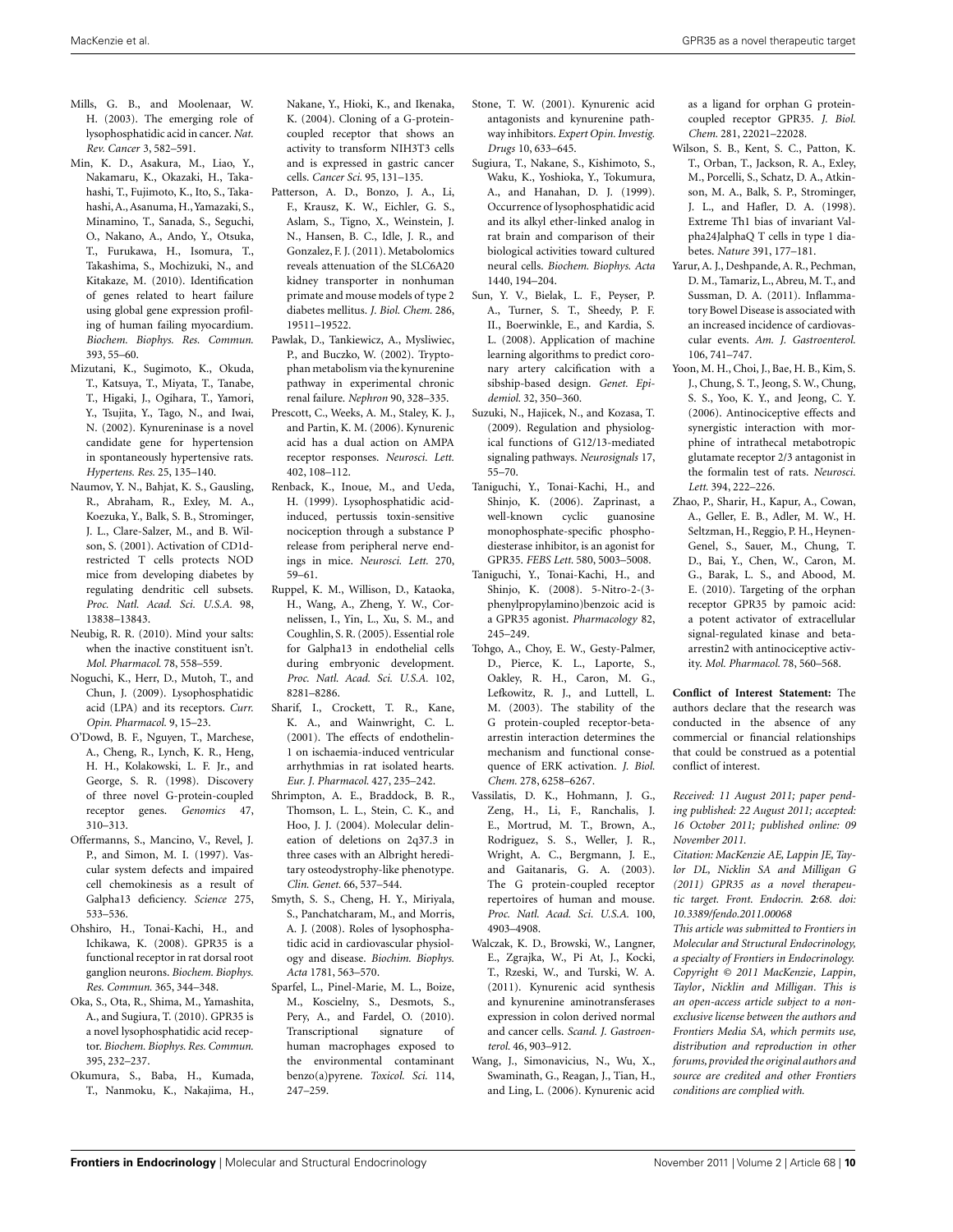Mills, G. B., and Moolenaar, W. H. (2003). The emerging role of lysophosphatidic acid in cancer. *Nat. Rev. Cancer* 3, 582–591.

Min, K. D., Asakura, M., Liao, Y., Nakamaru, K., Okazaki, H., Takahashi, T., Fujimoto, K., Ito, S., Takahashi, A., Asanuma, H., Yamazaki, S., Minamino, T., Sanada, S., Seguchi, O., Nakano, A., Ando, Y., Otsuka, T., Furukawa, H., Isomura, T., Takashima, S., Mochizuki, N., and Kitakaze, M. (2010). Identification of genes related to heart failure using global gene expression profiling of human failing myocardium. *Biochem. Biophys. Res. Commun.* 393, 55–60.

Mizutani, K., Sugimoto, K., Okuda, T., Katsuya, T., Miyata, T., Tanabe, T., Higaki, J., Ogihara, T., Yamori, Y., Tsujita, Y., Tago, N., and Iwai, N. (2002). Kynureninase is a novel candidate gene for hypertension in spontaneously hypertensive rats. *Hypertens. Res.* 25, 135–140.

Naumov, Y. N., Bahjat, K. S., Gausling, R., Abraham, R., Exley, M. A., Koezuka, Y., Balk, S. B., Strominger, J. L., Clare-Salzer, M., and B. Wilson, S. (2001). Activation of CD1d-restricted T cells protects NOD mice from developing diabetes by regulating dendritic cell subsets. *Proc. Natl. Acad. Sci. U.S.A.* 98, 13838–13843.

Neubig, R. R. (2010). Mind your salts: when the inactive constituent isn't. *Mol. Pharmacol.* 78, 558–559.

Noguchi, K., Herr, D., Mutoh, T., and Chun, J. (2009). Lysophosphatidic acid (LPA) and its receptors. *Curr. Opin. Pharmacol.* 9, 15–23.

O'Dowd, B. F., Nguyen, T., Marchese, A., Cheng, R., Lynch, K. R., Heng, H. H., Kolakowski, L. F. Jr., and George, S. R. (1998). Discovery of three novel G-protein-coupled receptor genes. *Genomics* 47, 310–313.

Offermanns, S., Mancino, V., Revel, J. P., and Simon, M. I. (1997). Vascular system defects and impaired cell chemokinesis as a result of Galpha13 deficiency. *Science* 275, 533–536.

Ohshiro, H., Tonai-Kachi, H., and Ichikawa, K. (2008). GPR35 is a functional receptor in rat dorsal root ganglion neurons. *Biochem. Biophys. Res. Commun.* 365, 344–348.

Oka, S., Ota, R., Shima, M., Yamashita, A., and Sugiura, T. (2010). GPR35 is a novel lysophosphatidic acid receptor. *Biochem. Biophys. Res. Commun.* 395, 232–237.

Okumura, S., Baba, H., Kumada, T., Nanmoku, K., Nakajima, H., Nakane, Y., Hioki, K., and Ikenaka, K. (2004). Cloning of a G-protein-coupled receptor that shows an activity to transform NIH3T3 cells and is expressed in gastric cancer cells. *Cancer Sci.* 95, 131–135.

Patterson, A. D., Bonzo, J. A., Li, F., Krausz, K. W., Eichler, G. S., Aslam, S., Tigno, X., Weinstein, J. N., Hansen, B. C., Idle, J. R., and Gonzalez, F. J. (2011). Metabolomics reveals attenuation of the SLC6A20 kidney transporter in nonhuman primate and mouse models of type 2 diabetes mellitus. *J. Biol. Chem.* 286, 19511–19522.

Pawlak, D., Tankiewicz, A., Mysliwiec, P., and Buczko, W. (2002). Tryptophan metabolism via the kynurenine pathway in experimental chronic renal failure. *Nephron* 90, 328–335.

Prescott, C., Weeks, A. M., Staley, K. J., and Partin, K. M. (2006). Kynurenic acid has a dual action on AMPA receptor responses. *Neurosci. Lett.* 402, 108–112.

Renback, K., Inoue, M., and Ueda, H. (1999). Lysophosphatidic acid-induced, pertussis toxin-sensitive nociception through a substance P release from peripheral nerve endings in mice. *Neurosci. Lett.* 270, 59–61.

Ruppel, K. M., Willison, D., Kataoka, H., Wang, A., Zheng, Y. W., Cornelissen, I., Yin, L., Xu, S. M., and Coughlin, S. R. (2005). Essential role for Galpha13 in endothelial cells during embryonic development. *Proc. Natl. Acad. Sci. U.S.A.* 102, 8281–8286.

Sharif, I., Crockett, T. R., Kane, K. A., and Wainwright, C. L. (2001). The effects of endothelin-1 on ischaemia-induced ventricular arrhythmias in rat isolated hearts. *Eur. J. Pharmacol.* 427, 235–242.

Shrimpton, A. E., Braddock, B. R., Thomson, L. L., Stein, C. K., and Hoo, J. J. (2004). Molecular delineation of deletions on 2q37.3 in three cases with an Albright hereditary osteodystrophy-like phenotype. *Clin. Genet.* 66, 537–544.

Smyth, S. S., Cheng, H. Y., Miriyala, S., Panchatcharam, M., and Morris, A. J. (2008). Roles of lysophosphatidic acid in cardiovascular physiology and disease. *Biochim. Biophys. Acta* 1781, 563–570.

Sparfel, L., Pinel-Marie, M. L., Boize, M., Koscielny, S., Desmots, S., Pery, A., and Fardel, O. (2010). Transcriptional signature of human macrophages exposed to the environmental contaminant benzo(a)pyrene. *Toxicol. Sci.* 114, 247–259.

Stone, T. W. (2001). Kynurenic acid antagonists and kynurenine pathway inhibitors. *Expert Opin. Investig. Drugs* 10, 633–645.

Sugiura, T., Nakane, S., Kishimoto, S., Waku, K., Yoshioka, Y., Tokumura, A., and Hanahan, D. J. (1999). Occurrence of lysophosphatidic acid and its alkyl ether-linked analog in rat brain and comparison of their biological activities toward cultured neural cells. *Biochem. Biophys. Acta* 1440, 194–204.

Sun, Y. V., Bielak, L. F., Peyser, P. A., Turner, S. T., Sheedy, P. F. II., Boerwinkle, E., and Kardia, S. L. (2008). Application of machine learning algorithms to predict coronary artery calcification with a sibship-based design. *Genet. Epidemiol.* 32, 350–360.

Suzuki, N., Hajicek, N., and Kozasa, T. (2009). Regulation and physiological functions of G12/13-mediated signaling pathways. *Neurosignals* 17, 55–70.

Taniguchi, Y., Tonai-Kachi, H., and Shinjo, K. (2006). Zaprinast, a well-known cyclic guanosine monophosphate-specific phosphodiesterase inhibitor, is an agonist for GPR35. *FEBS Lett.* 580, 5003–5008.

Taniguchi, Y., Tonai-Kachi, H., and Shinjo, K. (2008). 5-Nitro-2-(3-phenylpropylamino)benzoic acid is a GPR35 agonist. *Pharmacology* 82, 245–249.

Tohgo, A., Choy, E. W., Gesty-Palmer, D., Pierce, K. L., Laporte, S., Oakley, R. H., Caron, M. G., Lefkowitz, R. J., and Luttell, L. M. (2003). The stability of the G protein-coupled receptor-beta-arrestin interaction determines the mechanism and functional consequence of ERK activation. *J. Biol. Chem.* 278, 6258–6267.

Vassilatis, D. K., Hohmann, J. G., Zeng, H., Li, F., Ranchalis, J. E., Mortrud, M. T., Brown, A., Rodriguez, S. S., Weller, J. R., Wright, A. C., Bergmann, J. E., and Gaitanaris, G. A. (2003). The G protein-coupled receptor repertoires of human and mouse. *Proc. Natl. Acad. Sci. U.S.A.* 100, 4903–4908.

Walczak, K. D., Browski, W., Langner, E., Zgrajka, W., Pi At, J., Kocki, T., Rzeski, W., and Turski, W. A. (2011). Kynurenic acid synthesis and kynurenine aminotransferases expression in colon derived normal and cancer cells. *Scand. J. Gastroenterol.* 46, 903–912.

Wang, J., Simonavicius, N., Wu, X., Swaminath, G., Reagan, J., Tian, H., and Ling, L. (2006). Kynurenic acid as a ligand for orphan G protein-coupled receptor GPR35. *J. Biol. Chem.* 281, 22021–22028.

Wilson, S. B., Kent, S. C., Patton, K. T., Orban, T., Jackson, R. A., Exley, M., Porcelli, S., Schatz, D. A., Atkinson, M. A., Balk, S. P., Strominger, J. L., and Hafler, D. A. (1998). Extreme Th1 bias of invariant Valpha24JalphaQ T cells in type 1 diabetes. *Nature* 391, 177–181.

Yarur, A. J., Deshpande, A. R., Pechman, D. M., Tamariz, L., Abreu, M. T., and Sussman, D. A. (2011). Inflammatory Bowel Disease is associated with an increased incidence of cardiovascular events. *Am. J. Gastroenterol.* 106, 741–747.

Yoon, M. H., Choi, J., Bae, H. B., Kim, S. J., Chung, S. T., Jeong, S. W., Chung, S. S., Yoo, K. Y., and Jeong, C. Y. (2006). Antinociceptive effects and synergistic interaction with morphine of intrathecal metabotropic glutamate receptor 2/3 antagonist in the formalin test of rats. *Neurosci. Lett.* 394, 222–226.

Zhao, P., Sharir, H., Kapur, A., Cowan, A., Geller, E. B., Adler, M. W., H. Seltzman, H., Reggio, P. H., Heynen-Genel, S., Sauer, M., Chung, T. D., Bai, Y., Chen, W., Caron, M. G., Barak, L. S., and Abood, M. E. (2010). Targeting of the orphan receptor GPR35 by pamoic acid: a potent activator of extracellular signal-regulated kinase and beta-arrestin2 with antinociceptive activity. *Mol. Pharmacol.* 78, 560–568.

**Conflict of Interest Statement:** The authors declare that the research was conducted in the absence of any commercial or financial relationships that could be construed as a potential conflict of interest.

*Received: 11 August 2011; paper pending published: 22 August 2011; accepted: 16 October 2011; published online: 09 November 2011.*

*Citation: MacKenzie AE, Lappin JE, Taylor DL, Nicklin SA and Milligan G (2011) GPR35 as a novel therapeutic target. Front. Endocrin.* ***2****:68. doi: 10.3389/fendo.2011.00068*

*This article was submitted to Frontiers in Molecular and Structural Endocrinology, a specialty of Frontiers in Endocrinology.*

*Copyright © 2011 MacKenzie, Lappin, Taylor, Nicklin and Milligan. This is an open-access article subject to a non-exclusive license between the authors and Frontiers Media SA, which permits use, distribution and reproduction in other forums, provided the original authors and source are credited and other Frontiers conditions are complied with.*